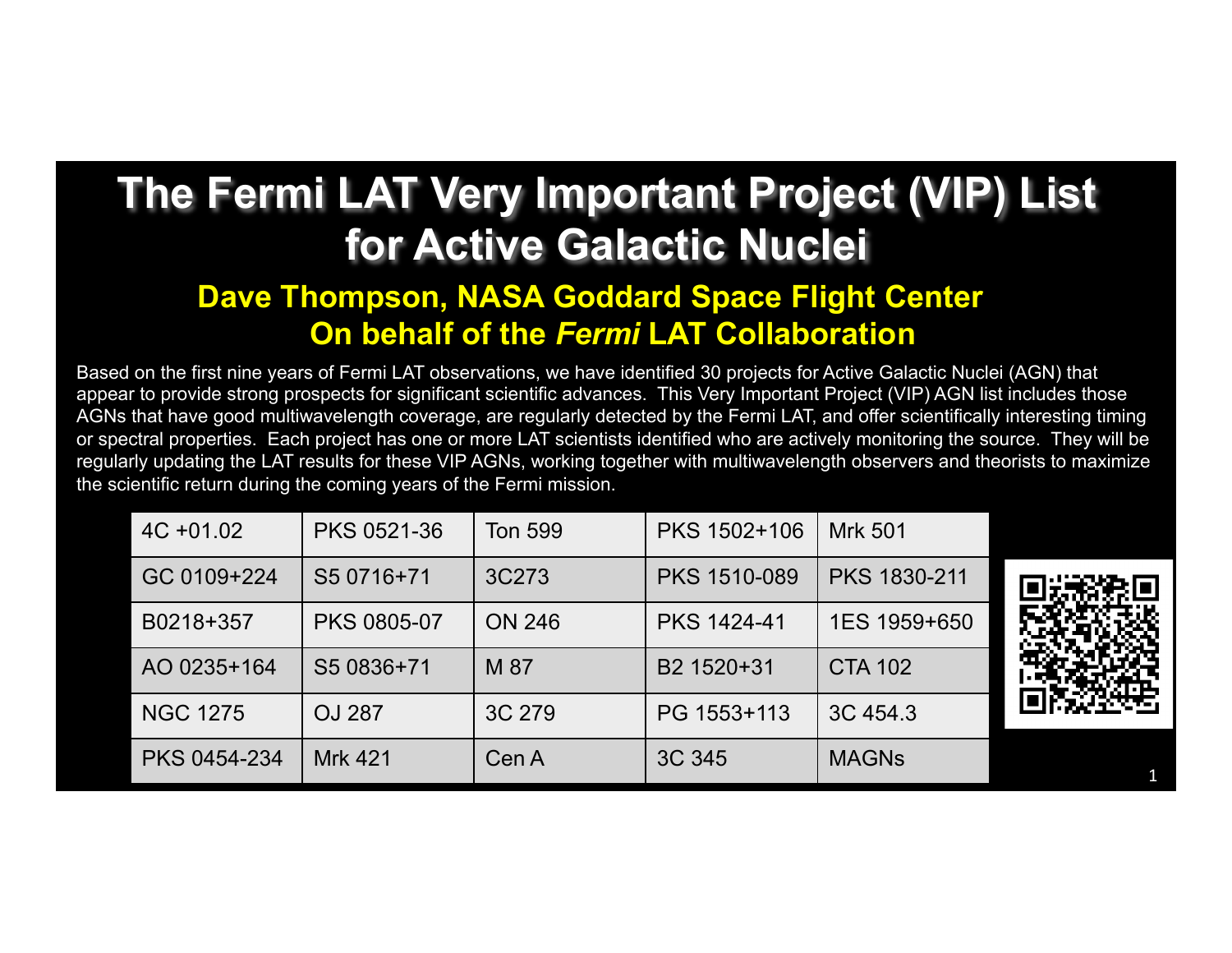# The Fermi LAT Very Important Project (VIP) List for Active Galactic Nuclei

## Dave Thompson, NASA Goddard Space Flight Center
## On behalf of the *Fermi* LAT Collaboration

Based on the first nine years of Fermi LAT observations, we have identified 30 projects for Active Galactic Nuclei (AGN) that appear to provide strong prospects for significant scientific advances. This Very Important Project (VIP) AGN list includes those AGNs that have good multiwavelength coverage, are regularly detected by the Fermi LAT, and offer scientifically interesting timing or spectral properties. Each project has one or more LAT scientists identified who are actively monitoring the source. They will be regularly updating the LAT results for these VIP AGNs, working together with multiwavelength observers and theorists to maximize the scientific return during the coming years of the Fermi mission.

| | | | | |
|---|---|---|---|---|
| 4C +01.02 | PKS 0521-36 | Ton 599 | PKS 1502+106 | Mrk 501 |
| GC 0109+224 | S5 0716+71 | 3C273 | PKS 1510-089 | PKS 1830-211 |
| B0218+357 | PKS 0805-07 | ON 246 | PKS 1424-41 | 1ES 1959+650 |
| AO 0235+164 | S5 0836+71 | M 87 | B2 1520+31 | CTA 102 |
| NGC 1275 | OJ 287 | 3C 279 | PG 1553+113 | 3C 454.3 |
| PKS 0454-234 | Mrk 421 | Cen A | 3C 345 | MAGNs |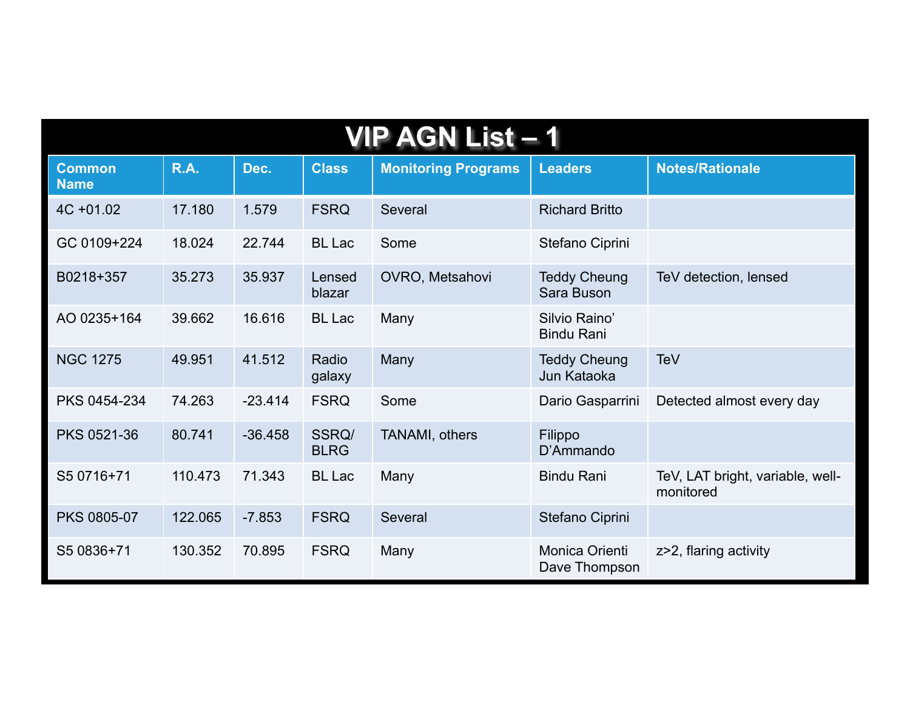# VIP AGN List – 1

| Common Name | R.A. | Dec. | Class | Monitoring Programs | Leaders | Notes/Rationale |
|---|---|---|---|---|---|---|
| 4C +01.02 | 17.180 | 1.579 | FSRQ | Several | Richard Britto | |
| GC 0109+224 | 18.024 | 22.744 | BL Lac | Some | Stefano Ciprini | |
| B0218+357 | 35.273 | 35.937 | Lensed blazar | OVRO, Metsahovi | Teddy Cheung Sara Buson | TeV detection, lensed |
| AO 0235+164 | 39.662 | 16.616 | BL Lac | Many | Silvio Raino' Bindu Rani | |
| NGC 1275 | 49.951 | 41.512 | Radio galaxy | Many | Teddy Cheung Jun Kataoka | TeV |
| PKS 0454-234 | 74.263 | -23.414 | FSRQ | Some | Dario Gasparrini | Detected almost every day |
| PKS 0521-36 | 80.741 | -36.458 | SSRQ/ BLRG | TANAMI, others | Filippo D'Ammando | |
| S5 0716+71 | 110.473 | 71.343 | BL Lac | Many | Bindu Rani | TeV, LAT bright, variable, well-monitored |
| PKS 0805-07 | 122.065 | -7.853 | FSRQ | Several | Stefano Ciprini | |
| S5 0836+71 | 130.352 | 70.895 | FSRQ | Many | Monica Orienti Dave Thompson | z>2, flaring activity |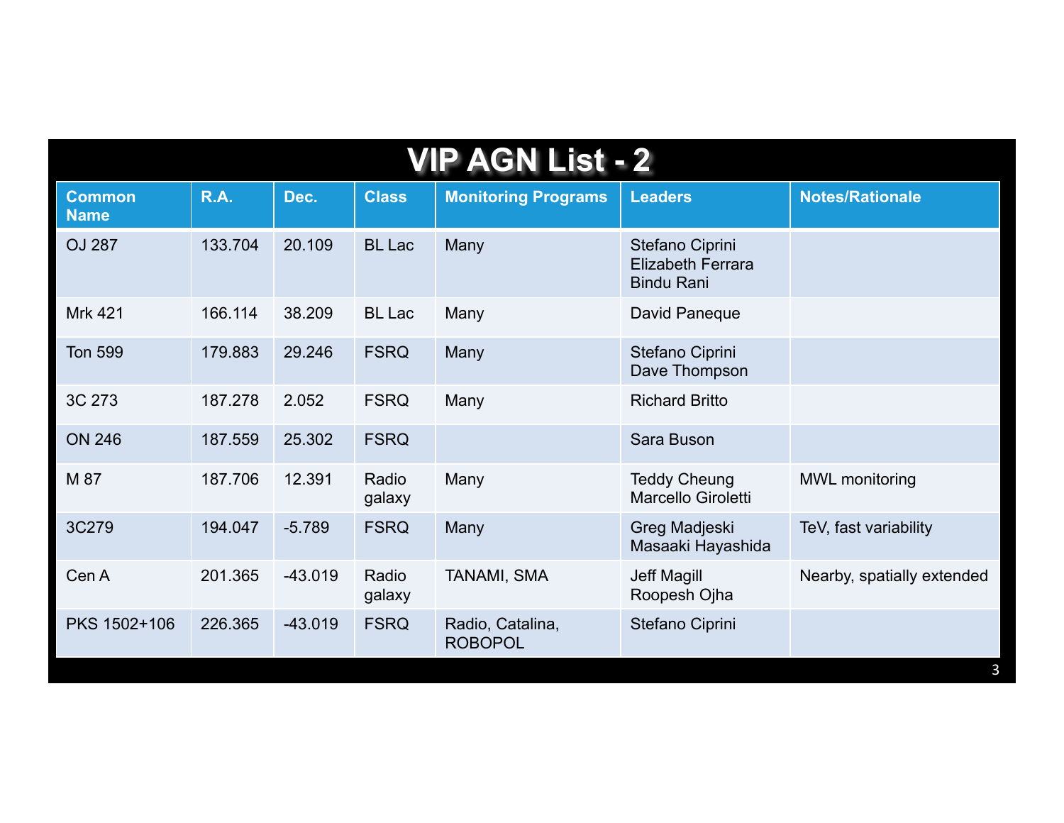# VIP AGN List - 2

| Common Name | R.A. | Dec. | Class | Monitoring Programs | Leaders | Notes/Rationale |
|---|---|---|---|---|---|---|
| OJ 287 | 133.704 | 20.109 | BL Lac | Many | Stefano Ciprini<br>Elizabeth Ferrara<br>Bindu Rani | |
| Mrk 421 | 166.114 | 38.209 | BL Lac | Many | David Paneque | |
| Ton 599 | 179.883 | 29.246 | FSRQ | Many | Stefano Ciprini<br>Dave Thompson | |
| 3C 273 | 187.278 | 2.052 | FSRQ | Many | Richard Britto | |
| ON 246 | 187.559 | 25.302 | FSRQ | | Sara Buson | |
| M 87 | 187.706 | 12.391 | Radio galaxy | Many | Teddy Cheung<br>Marcello Giroletti | MWL monitoring |
| 3C279 | 194.047 | -5.789 | FSRQ | Many | Greg Madjeski<br>Masaaki Hayashida | TeV, fast variability |
| Cen A | 201.365 | -43.019 | Radio galaxy | TANAMI, SMA | Jeff Magill<br>Roopesh Ojha | Nearby, spatially extended |
| PKS 1502+106 | 226.365 | -43.019 | FSRQ | Radio, Catalina, ROBOPOL | Stefano Ciprini | |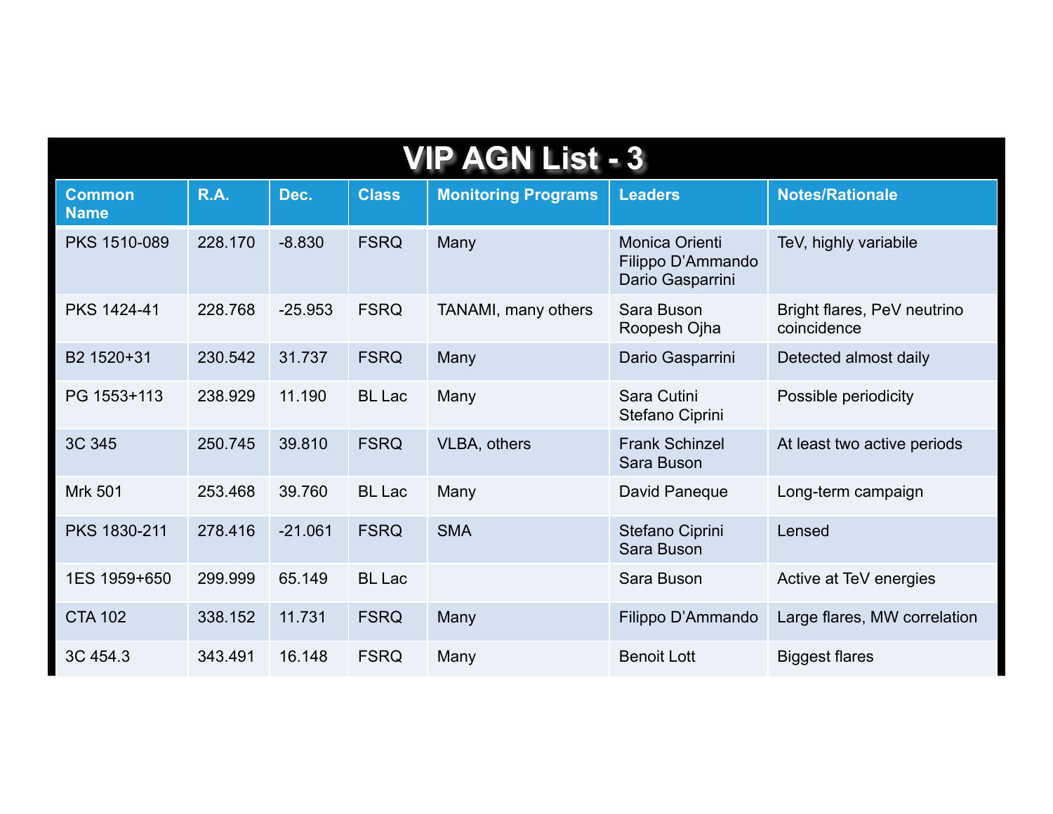# VIP AGN List - 3

| Common Name | R.A. | Dec. | Class | Monitoring Programs | Leaders | Notes/Rationale |
|---|---|---|---|---|---|---|
| PKS 1510-089 | 228.170 | -8.830 | FSRQ | Many | Monica Orienti<br>Filippo D'Ammando<br>Dario Gasparrini | TeV, highly variabile |
| PKS 1424-41 | 228.768 | -25.953 | FSRQ | TANAMI, many others | Sara Buson<br>Roopesh Ojha | Bright flares, PeV neutrino coincidence |
| B2 1520+31 | 230.542 | 31.737 | FSRQ | Many | Dario Gasparrini | Detected almost daily |
| PG 1553+113 | 238.929 | 11.190 | BL Lac | Many | Sara Cutini<br>Stefano Ciprini | Possible periodicity |
| 3C 345 | 250.745 | 39.810 | FSRQ | VLBA, others | Frank Schinzel<br>Sara Buson | At least two active periods |
| Mrk 501 | 253.468 | 39.760 | BL Lac | Many | David Paneque | Long-term campaign |
| PKS 1830-211 | 278.416 | -21.061 | FSRQ | SMA | Stefano Ciprini<br>Sara Buson | Lensed |
| 1ES 1959+650 | 299.999 | 65.149 | BL Lac | | Sara Buson | Active at TeV energies |
| CTA 102 | 338.152 | 11.731 | FSRQ | Many | Filippo D'Ammando | Large flares, MW correlation |
| 3C 454.3 | 343.491 | 16.148 | FSRQ | Many | Benoit Lott | Biggest flares |